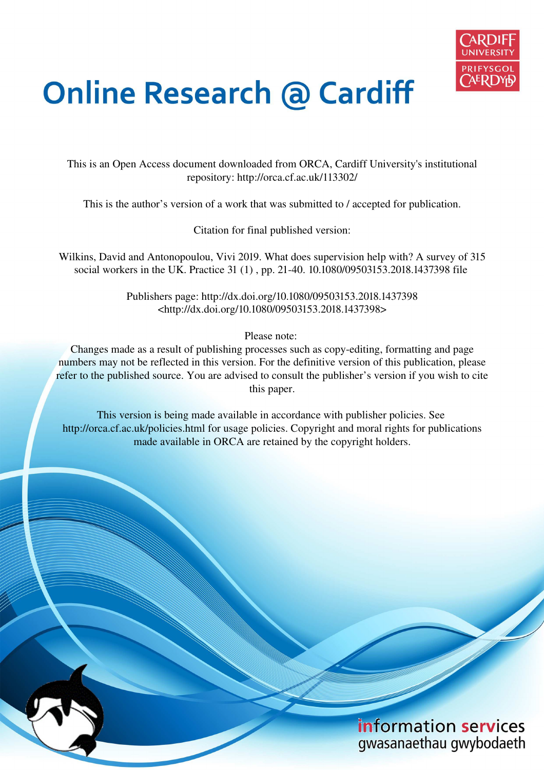# Online Research @ Cardiff

This is an Open Access document downloaded from ORCA, Cardiff University's institutional repository: http://orca.cf.ac.uk/113302/

This is the author's version of a work that was submitted to / accepted for publication.

Citation for final published version:

Wilkins, David and Antonopoulou, Vivi 2019. What does supervision help with? A survey of 315 social workers in the UK. Practice 31 (1) , pp. 21-40. 10.1080/09503153.2018.1437398 file

Publishers page: http://dx.doi.org/10.1080/09503153.2018.1437398 <http://dx.doi.org/10.1080/09503153.2018.1437398>

Please note:
Changes made as a result of publishing processes such as copy-editing, formatting and page numbers may not be reflected in this version. For the definitive version of this publication, please refer to the published source. You are advised to consult the publisher's version if you wish to cite this paper.

This version is being made available in accordance with publisher policies. See http://orca.cf.ac.uk/policies.html for usage policies. Copyright and moral rights for publications made available in ORCA are retained by the copyright holders.

information services
gwasanaethau gwybodaeth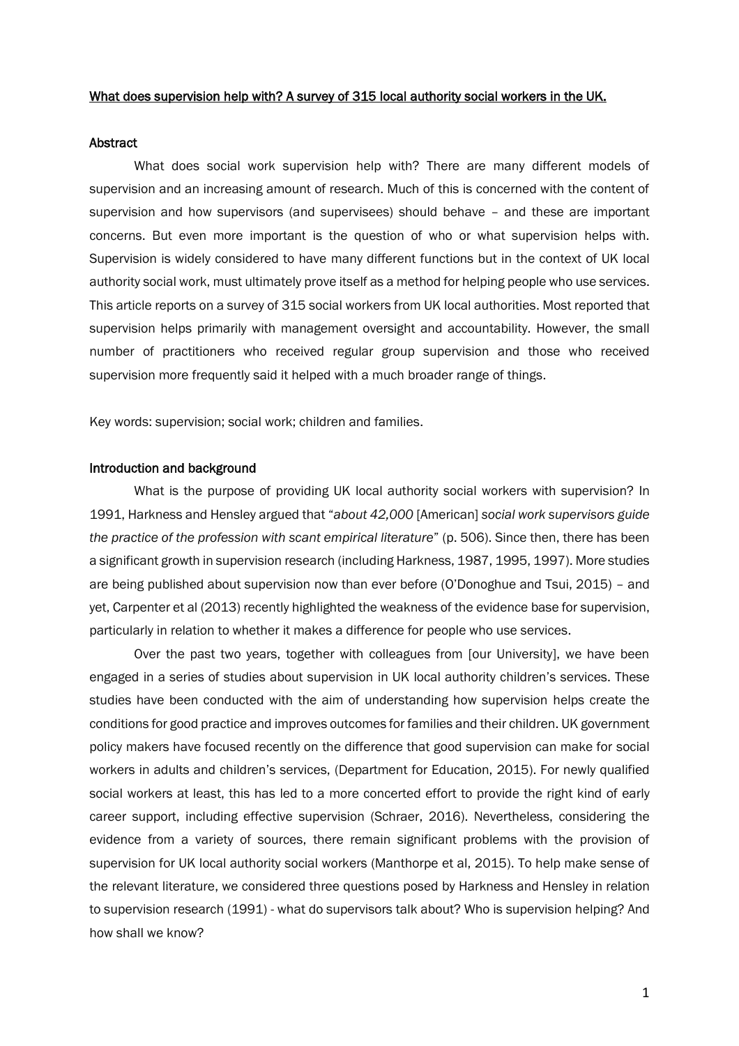# What does supervision help with? A survey of 315 local authority social workers in the UK.

## Abstract

What does social work supervision help with? There are many different models of supervision and an increasing amount of research. Much of this is concerned with the content of supervision and how supervisors (and supervisees) should behave – and these are important concerns. But even more important is the question of who or what supervision helps with. Supervision is widely considered to have many different functions but in the context of UK local authority social work, must ultimately prove itself as a method for helping people who use services. This article reports on a survey of 315 social workers from UK local authorities. Most reported that supervision helps primarily with management oversight and accountability. However, the small number of practitioners who received regular group supervision and those who received supervision more frequently said it helped with a much broader range of things.

Key words: supervision; social work; children and families.

## Introduction and background

What is the purpose of providing UK local authority social workers with supervision? In 1991, Harkness and Hensley argued that "*about 42,000* [American] *social work supervisors guide the practice of the profession with scant empirical literature*" (p. 506). Since then, there has been a significant growth in supervision research (including Harkness, 1987, 1995, 1997). More studies are being published about supervision now than ever before (O'Donoghue and Tsui, 2015) – and yet, Carpenter et al (2013) recently highlighted the weakness of the evidence base for supervision, particularly in relation to whether it makes a difference for people who use services.

Over the past two years, together with colleagues from [our University], we have been engaged in a series of studies about supervision in UK local authority children's services. These studies have been conducted with the aim of understanding how supervision helps create the conditions for good practice and improves outcomes for families and their children. UK government policy makers have focused recently on the difference that good supervision can make for social workers in adults and children's services, (Department for Education, 2015). For newly qualified social workers at least, this has led to a more concerted effort to provide the right kind of early career support, including effective supervision (Schraer, 2016). Nevertheless, considering the evidence from a variety of sources, there remain significant problems with the provision of supervision for UK local authority social workers (Manthorpe et al, 2015). To help make sense of the relevant literature, we considered three questions posed by Harkness and Hensley in relation to supervision research (1991) - what do supervisors talk about? Who is supervision helping? And how shall we know?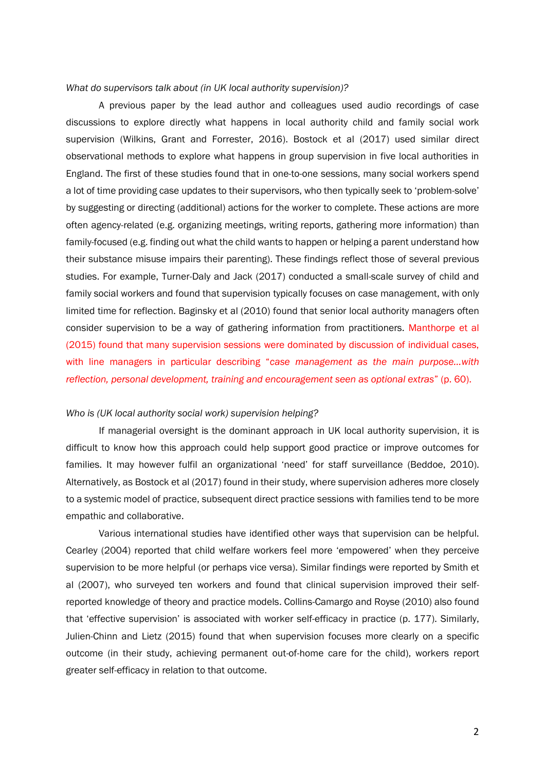*What do supervisors talk about (in UK local authority supervision)?*

A previous paper by the lead author and colleagues used audio recordings of case discussions to explore directly what happens in local authority child and family social work supervision (Wilkins, Grant and Forrester, 2016). Bostock et al (2017) used similar direct observational methods to explore what happens in group supervision in five local authorities in England. The first of these studies found that in one-to-one sessions, many social workers spend a lot of time providing case updates to their supervisors, who then typically seek to 'problem-solve' by suggesting or directing (additional) actions for the worker to complete. These actions are more often agency-related (e.g. organizing meetings, writing reports, gathering more information) than family-focused (e.g. finding out what the child wants to happen or helping a parent understand how their substance misuse impairs their parenting). These findings reflect those of several previous studies. For example, Turner-Daly and Jack (2017) conducted a small-scale survey of child and family social workers and found that supervision typically focuses on case management, with only limited time for reflection. Baginsky et al (2010) found that senior local authority managers often consider supervision to be a way of gathering information from practitioners. Manthorpe et al (2015) found that many supervision sessions were dominated by discussion of individual cases, with line managers in particular describing "*case management as the main purpose…with reflection, personal development, training and encouragement seen as optional extras*" (p. 60).

*Who is (UK local authority social work) supervision helping?*

If managerial oversight is the dominant approach in UK local authority supervision, it is difficult to know how this approach could help support good practice or improve outcomes for families. It may however fulfil an organizational 'need' for staff surveillance (Beddoe, 2010). Alternatively, as Bostock et al (2017) found in their study, where supervision adheres more closely to a systemic model of practice, subsequent direct practice sessions with families tend to be more empathic and collaborative.

Various international studies have identified other ways that supervision can be helpful. Cearley (2004) reported that child welfare workers feel more 'empowered' when they perceive supervision to be more helpful (or perhaps vice versa). Similar findings were reported by Smith et al (2007), who surveyed ten workers and found that clinical supervision improved their self-reported knowledge of theory and practice models. Collins-Camargo and Royse (2010) also found that 'effective supervision' is associated with worker self-efficacy in practice (p. 177). Similarly, Julien-Chinn and Lietz (2015) found that when supervision focuses more clearly on a specific outcome (in their study, achieving permanent out-of-home care for the child), workers report greater self-efficacy in relation to that outcome.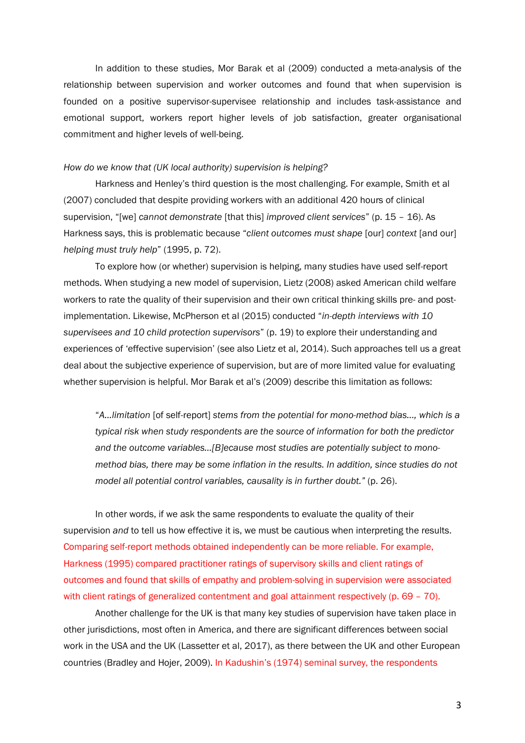In addition to these studies, Mor Barak et al (2009) conducted a meta-analysis of the relationship between supervision and worker outcomes and found that when supervision is founded on a positive supervisor-supervisee relationship and includes task-assistance and emotional support, workers report higher levels of job satisfaction, greater organisational commitment and higher levels of well-being.

*How do we know that (UK local authority) supervision is helping?*

Harkness and Henley's third question is the most challenging. For example, Smith et al (2007) concluded that despite providing workers with an additional 420 hours of clinical supervision, "[we] *cannot demonstrate* [that this] *improved client services*" (p. 15 – 16). As Harkness says, this is problematic because "*client outcomes must shape* [our] *context* [and our] *helping must truly help*" (1995, p. 72).

To explore how (or whether) supervision is helping, many studies have used self-report methods. When studying a new model of supervision, Lietz (2008) asked American child welfare workers to rate the quality of their supervision and their own critical thinking skills pre- and post-implementation. Likewise, McPherson et al (2015) conducted "*in-depth interviews with 10 supervisees and 10 child protection supervisors*" (p. 19) to explore their understanding and experiences of 'effective supervision' (see also Lietz et al, 2014). Such approaches tell us a great deal about the subjective experience of supervision, but are of more limited value for evaluating whether supervision is helpful. Mor Barak et al's (2009) describe this limitation as follows:

> "*A...limitation* [of self-report] *stems from the potential for mono-method bias..., which is a typical risk when study respondents are the source of information for both the predictor and the outcome variables...[B]ecause most studies are potentially subject to mono-method bias, there may be some inflation in the results. In addition, since studies do not model all potential control variables, causality is in further doubt.*" (p. 26).

In other words, if we ask the same respondents to evaluate the quality of their supervision *and* to tell us how effective it is, we must be cautious when interpreting the results. Comparing self-report methods obtained independently can be more reliable. For example, Harkness (1995) compared practitioner ratings of supervisory skills and client ratings of outcomes and found that skills of empathy and problem-solving in supervision were associated with client ratings of generalized contentment and goal attainment respectively (p. 69 – 70).

Another challenge for the UK is that many key studies of supervision have taken place in other jurisdictions, most often in America, and there are significant differences between social work in the USA and the UK (Lassetter et al, 2017), as there between the UK and other European countries (Bradley and Hojer, 2009). In Kadushin's (1974) seminal survey, the respondents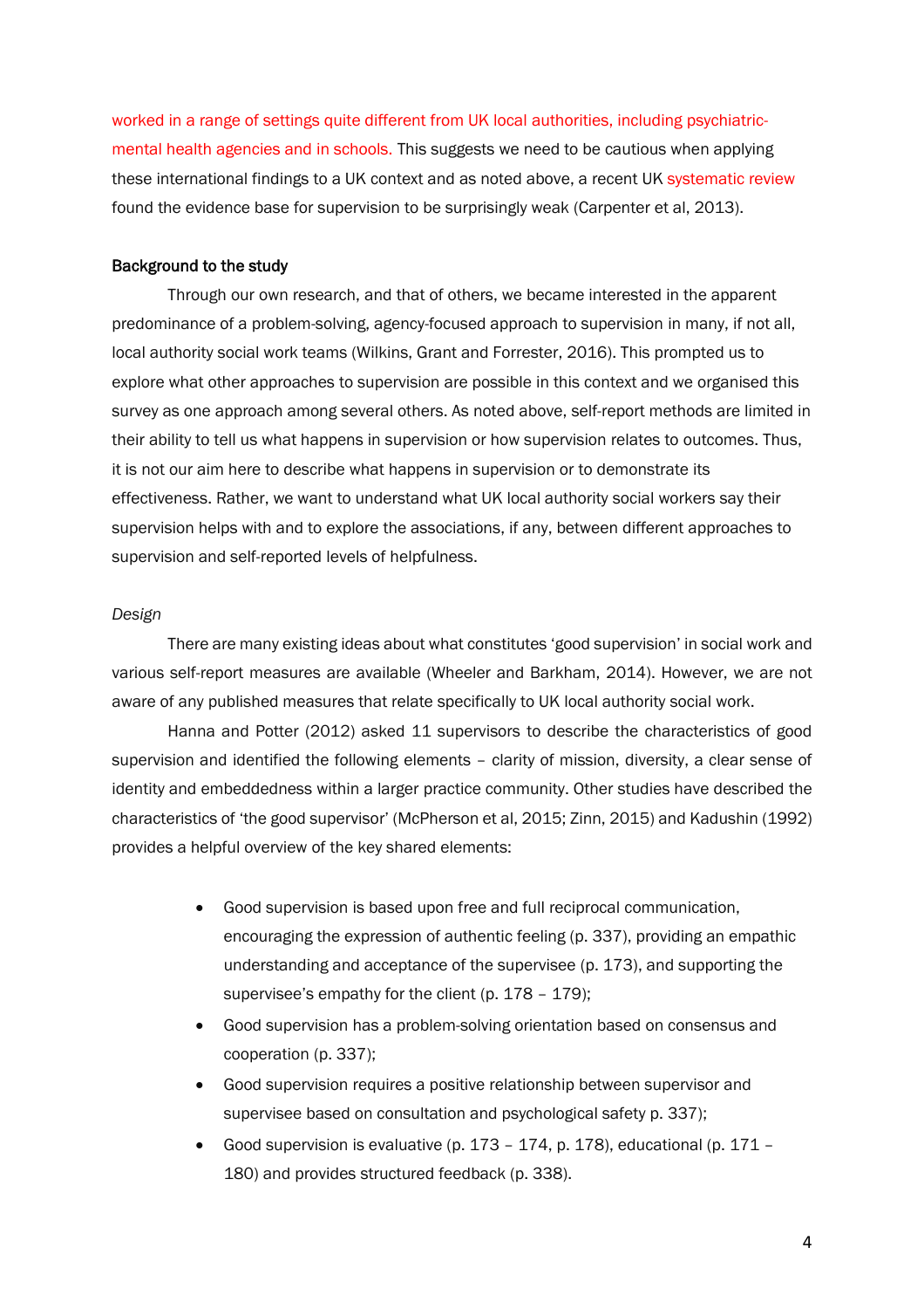worked in a range of settings quite different from UK local authorities, including psychiatric-mental health agencies and in schools. This suggests we need to be cautious when applying these international findings to a UK context and as noted above, a recent UK systematic review found the evidence base for supervision to be surprisingly weak (Carpenter et al, 2013).

**Background to the study**

Through our own research, and that of others, we became interested in the apparent predominance of a problem-solving, agency-focused approach to supervision in many, if not all, local authority social work teams (Wilkins, Grant and Forrester, 2016). This prompted us to explore what other approaches to supervision are possible in this context and we organised this survey as one approach among several others. As noted above, self-report methods are limited in their ability to tell us what happens in supervision or how supervision relates to outcomes. Thus, it is not our aim here to describe what happens in supervision or to demonstrate its effectiveness. Rather, we want to understand what UK local authority social workers say their supervision helps with and to explore the associations, if any, between different approaches to supervision and self-reported levels of helpfulness.

*Design*

There are many existing ideas about what constitutes 'good supervision' in social work and various self-report measures are available (Wheeler and Barkham, 2014). However, we are not aware of any published measures that relate specifically to UK local authority social work.

Hanna and Potter (2012) asked 11 supervisors to describe the characteristics of good supervision and identified the following elements – clarity of mission, diversity, a clear sense of identity and embeddedness within a larger practice community. Other studies have described the characteristics of 'the good supervisor' (McPherson et al, 2015; Zinn, 2015) and Kadushin (1992) provides a helpful overview of the key shared elements:

- Good supervision is based upon free and full reciprocal communication, encouraging the expression of authentic feeling (p. 337), providing an empathic understanding and acceptance of the supervisee (p. 173), and supporting the supervisee's empathy for the client (p. 178 – 179);
- Good supervision has a problem-solving orientation based on consensus and cooperation (p. 337);
- Good supervision requires a positive relationship between supervisor and supervisee based on consultation and psychological safety p. 337);
- Good supervision is evaluative (p. 173 – 174, p. 178), educational (p. 171 – 180) and provides structured feedback (p. 338).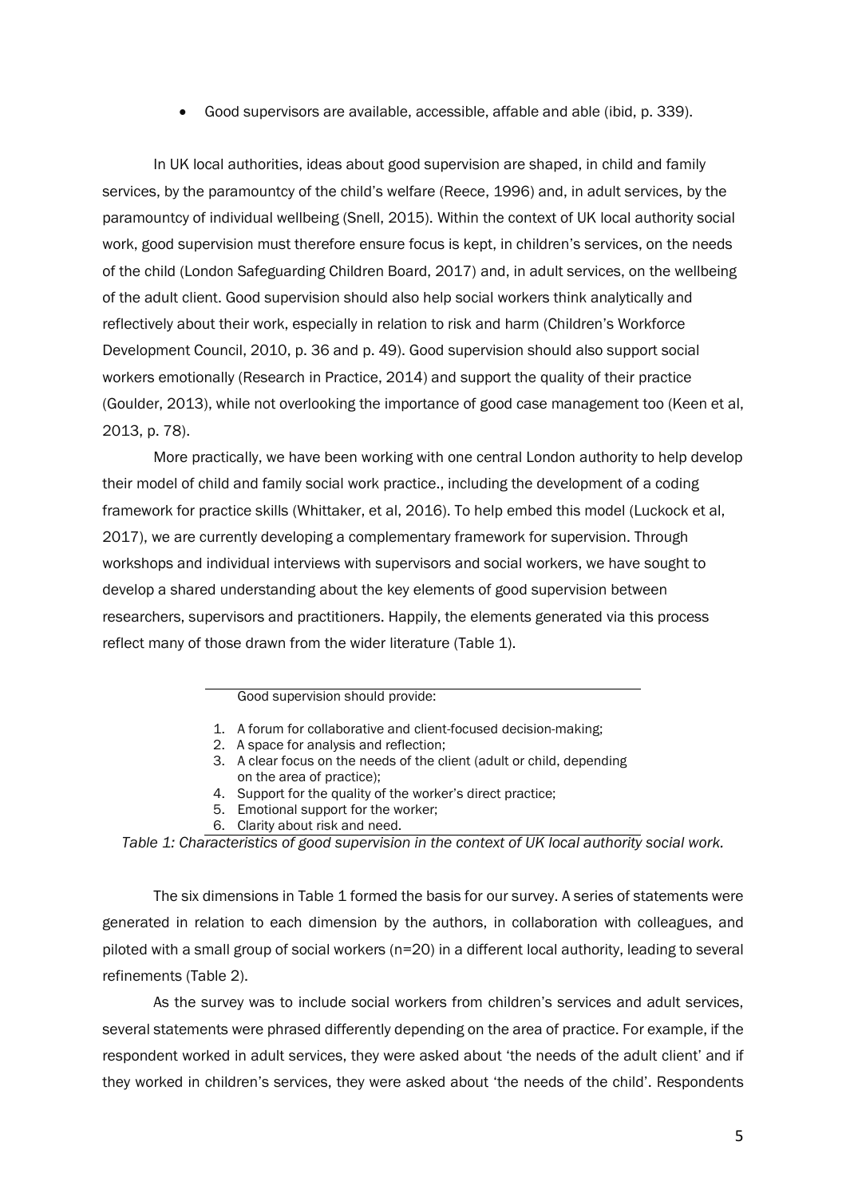- Good supervisors are available, accessible, affable and able (ibid, p. 339).

In UK local authorities, ideas about good supervision are shaped, in child and family services, by the paramountcy of the child's welfare (Reece, 1996) and, in adult services, by the paramountcy of individual wellbeing (Snell, 2015). Within the context of UK local authority social work, good supervision must therefore ensure focus is kept, in children's services, on the needs of the child (London Safeguarding Children Board, 2017) and, in adult services, on the wellbeing of the adult client. Good supervision should also help social workers think analytically and reflectively about their work, especially in relation to risk and harm (Children's Workforce Development Council, 2010, p. 36 and p. 49). Good supervision should also support social workers emotionally (Research in Practice, 2014) and support the quality of their practice (Goulder, 2013), while not overlooking the importance of good case management too (Keen et al, 2013, p. 78).

More practically, we have been working with one central London authority to help develop their model of child and family social work practice., including the development of a coding framework for practice skills (Whittaker, et al, 2016). To help embed this model (Luckock et al, 2017), we are currently developing a complementary framework for supervision. Through workshops and individual interviews with supervisors and social workers, we have sought to develop a shared understanding about the key elements of good supervision between researchers, supervisors and practitioners. Happily, the elements generated via this process reflect many of those drawn from the wider literature (Table 1).

| Good supervision should provide: |
|---|
| 1. A forum for collaborative and client-focused decision-making; 2. A space for analysis and reflection; 3. A clear focus on the needs of the client (adult or child, depending on the area of practice); 4. Support for the quality of the worker's direct practice; 5. Emotional support for the worker; 6. Clarity about risk and need. |

*Table 1: Characteristics of good supervision in the context of UK local authority social work.*

The six dimensions in Table 1 formed the basis for our survey. A series of statements were generated in relation to each dimension by the authors, in collaboration with colleagues, and piloted with a small group of social workers (n=20) in a different local authority, leading to several refinements (Table 2).

As the survey was to include social workers from children's services and adult services, several statements were phrased differently depending on the area of practice. For example, if the respondent worked in adult services, they were asked about 'the needs of the adult client' and if they worked in children's services, they were asked about 'the needs of the child'. Respondents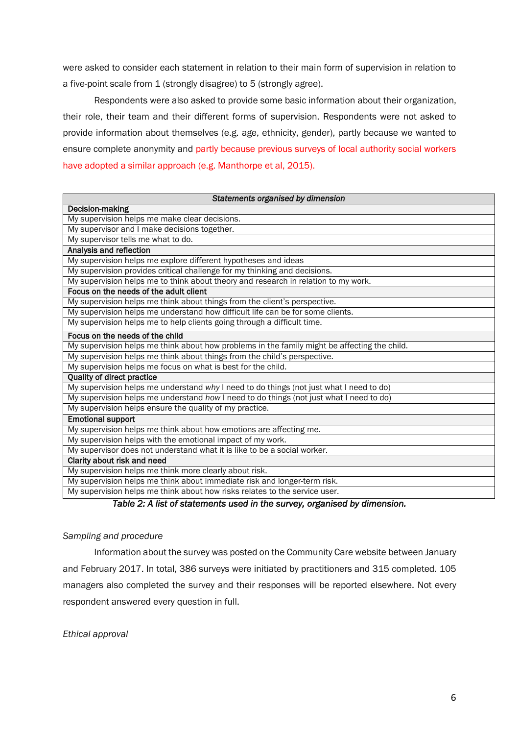were asked to consider each statement in relation to their main form of supervision in relation to a five-point scale from 1 (strongly disagree) to 5 (strongly agree).

Respondents were also asked to provide some basic information about their organization, their role, their team and their different forms of supervision. Respondents were not asked to provide information about themselves (e.g. age, ethnicity, gender), partly because we wanted to ensure complete anonymity and partly because previous surveys of local authority social workers have adopted a similar approach (e.g. Manthorpe et al, 2015).

| *Statements organised by dimension* |
|---|
| **Decision-making** |
| My supervision helps me make clear decisions. |
| My supervisor and I make decisions together. |
| My supervisor tells me what to do. |
| **Analysis and reflection** |
| My supervision helps me explore different hypotheses and ideas |
| My supervision provides critical challenge for my thinking and decisions. |
| My supervision helps me to think about theory and research in relation to my work. |
| **Focus on the needs of the adult client** |
| My supervision helps me think about things from the client's perspective. |
| My supervision helps me understand how difficult life can be for some clients. |
| My supervision helps me to help clients going through a difficult time. |
| **Focus on the needs of the child** |
| My supervision helps me think about how problems in the family might be affecting the child. |
| My supervision helps me think about things from the child's perspective. |
| My supervision helps me focus on what is best for the child. |
| **Quality of direct practice** |
| My supervision helps me understand *why* I need to do things (not just what I need to do) |
| My supervision helps me understand *how* I need to do things (not just what I need to do) |
| My supervision helps ensure the quality of my practice. |
| **Emotional support** |
| My supervision helps me think about how emotions are affecting me. |
| My supervision helps with the emotional impact of my work. |
| My supervisor does not understand what it is like to be a social worker. |
| **Clarity about risk and need** |
| My supervision helps me think more clearly about risk. |
| My supervision helps me think about immediate risk and longer-term risk. |
| My supervision helps me think about how risks relates to the service user. |

*Table 2: A list of statements used in the survey, organised by dimension.*

*Sampling and procedure*

Information about the survey was posted on the Community Care website between January and February 2017. In total, 386 surveys were initiated by practitioners and 315 completed. 105 managers also completed the survey and their responses will be reported elsewhere. Not every respondent answered every question in full.

*Ethical approval*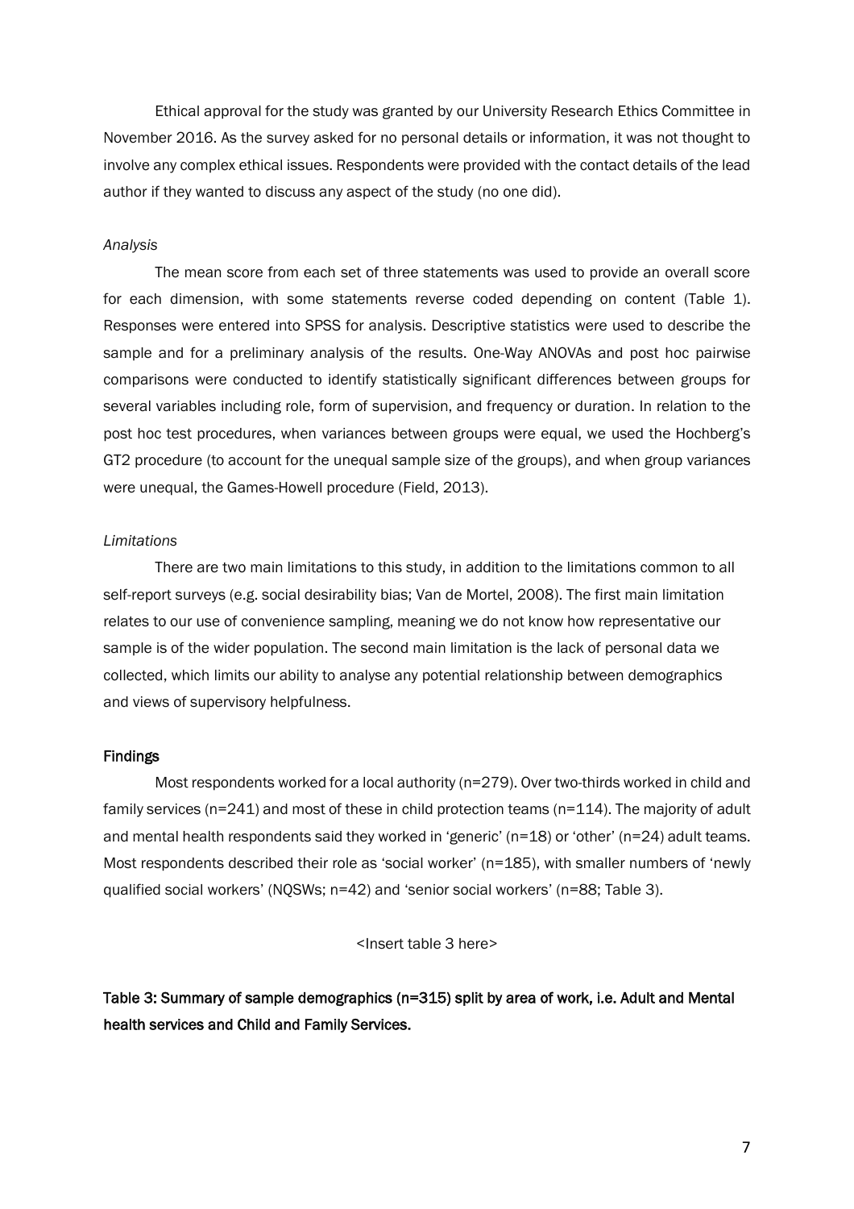Ethical approval for the study was granted by our University Research Ethics Committee in November 2016. As the survey asked for no personal details or information, it was not thought to involve any complex ethical issues. Respondents were provided with the contact details of the lead author if they wanted to discuss any aspect of the study (no one did).

*Analysis*

The mean score from each set of three statements was used to provide an overall score for each dimension, with some statements reverse coded depending on content (Table 1). Responses were entered into SPSS for analysis. Descriptive statistics were used to describe the sample and for a preliminary analysis of the results. One-Way ANOVAs and post hoc pairwise comparisons were conducted to identify statistically significant differences between groups for several variables including role, form of supervision, and frequency or duration. In relation to the post hoc test procedures, when variances between groups were equal, we used the Hochberg's GT2 procedure (to account for the unequal sample size of the groups), and when group variances were unequal, the Games-Howell procedure (Field, 2013).

*Limitations*

There are two main limitations to this study, in addition to the limitations common to all self-report surveys (e.g. social desirability bias; Van de Mortel, 2008). The first main limitation relates to our use of convenience sampling, meaning we do not know how representative our sample is of the wider population. The second main limitation is the lack of personal data we collected, which limits our ability to analyse any potential relationship between demographics and views of supervisory helpfulness.

**Findings**

Most respondents worked for a local authority (n=279). Over two-thirds worked in child and family services (n=241) and most of these in child protection teams (n=114). The majority of adult and mental health respondents said they worked in 'generic' (n=18) or 'other' (n=24) adult teams. Most respondents described their role as 'social worker' (n=185), with smaller numbers of 'newly qualified social workers' (NQSWs; n=42) and 'senior social workers' (n=88; Table 3).

<Insert table 3 here>

**Table 3: Summary of sample demographics (n=315) split by area of work, i.e. Adult and Mental health services and Child and Family Services.**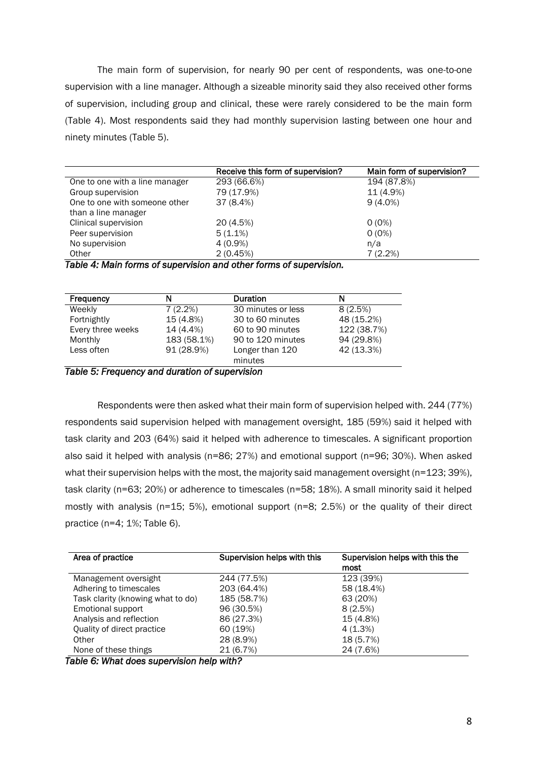The main form of supervision, for nearly 90 per cent of respondents, was one-to-one supervision with a line manager. Although a sizeable minority said they also received other forms of supervision, including group and clinical, these were rarely considered to be the main form (Table 4). Most respondents said they had monthly supervision lasting between one hour and ninety minutes (Table 5).

| | Receive this form of supervision? | Main form of supervision? |
|---|---|---|
| One to one with a line manager | 293 (66.6%) | 194 (87.8%) |
| Group supervision | 79 (17.9%) | 11 (4.9%) |
| One to one with someone other than a line manager | 37 (8.4%) | 9 (4.0%) |
| Clinical supervision | 20 (4.5%) | 0 (0%) |
| Peer supervision | 5 (1.1%) | 0 (0%) |
| No supervision | 4 (0.9%) | n/a |
| Other | 2 (0.45%) | 7 (2.2%) |

*Table 4: Main forms of supervision and other forms of supervision.*

| Frequency | N | Duration | N |
|---|---|---|---|
| Weekly | 7 (2.2%) | 30 minutes or less | 8 (2.5%) |
| Fortnightly | 15 (4.8%) | 30 to 60 minutes | 48 (15.2%) |
| Every three weeks | 14 (4.4%) | 60 to 90 minutes | 122 (38.7%) |
| Monthly | 183 (58.1%) | 90 to 120 minutes | 94 (29.8%) |
| Less often | 91 (28.9%) | Longer than 120 minutes | 42 (13.3%) |

*Table 5: Frequency and duration of supervision*

Respondents were then asked what their main form of supervision helped with. 244 (77%) respondents said supervision helped with management oversight, 185 (59%) said it helped with task clarity and 203 (64%) said it helped with adherence to timescales. A significant proportion also said it helped with analysis (n=86; 27%) and emotional support (n=96; 30%). When asked what their supervision helps with the most, the majority said management oversight (n=123; 39%), task clarity (n=63; 20%) or adherence to timescales (n=58; 18%). A small minority said it helped mostly with analysis (n=15; 5%), emotional support (n=8; 2.5%) or the quality of their direct practice (n=4; 1%; Table 6).

| Area of practice | Supervision helps with this | Supervision helps with this the most |
|---|---|---|
| Management oversight | 244 (77.5%) | 123 (39%) |
| Adhering to timescales | 203 (64.4%) | 58 (18.4%) |
| Task clarity (knowing what to do) | 185 (58.7%) | 63 (20%) |
| Emotional support | 96 (30.5%) | 8 (2.5%) |
| Analysis and reflection | 86 (27.3%) | 15 (4.8%) |
| Quality of direct practice | 60 (19%) | 4 (1.3%) |
| Other | 28 (8.9%) | 18 (5.7%) |
| None of these things | 21 (6.7%) | 24 (7.6%) |

*Table 6: What does supervision help with?*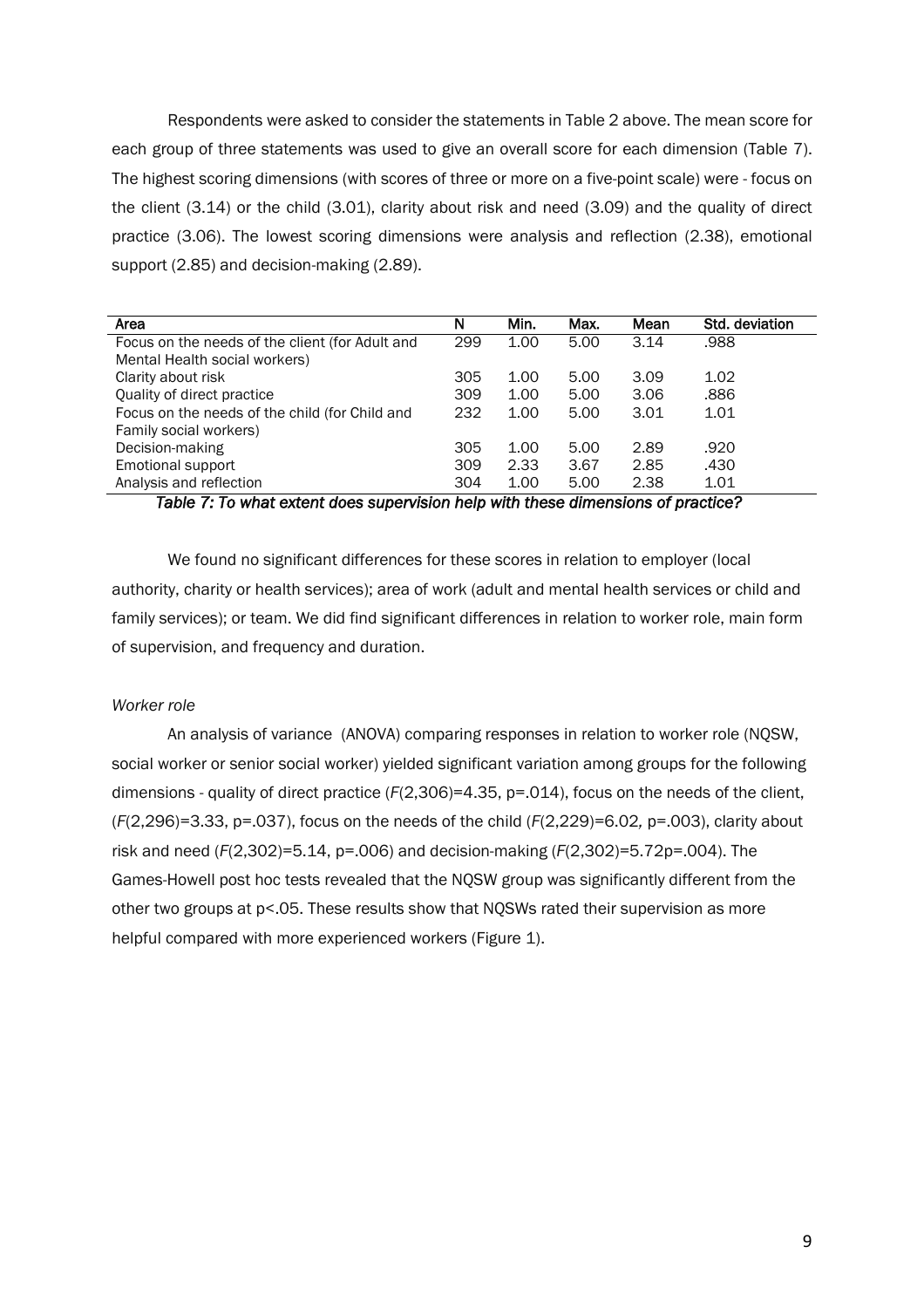Respondents were asked to consider the statements in Table 2 above. The mean score for each group of three statements was used to give an overall score for each dimension (Table 7). The highest scoring dimensions (with scores of three or more on a five-point scale) were - focus on the client (3.14) or the child (3.01), clarity about risk and need (3.09) and the quality of direct practice (3.06). The lowest scoring dimensions were analysis and reflection (2.38), emotional support (2.85) and decision-making (2.89).

| Area | N | Min. | Max. | Mean | Std. deviation |
|---|---|---|---|---|---|
| Focus on the needs of the client (for Adult and Mental Health social workers) | 299 | 1.00 | 5.00 | 3.14 | .988 |
| Clarity about risk | 305 | 1.00 | 5.00 | 3.09 | 1.02 |
| Quality of direct practice | 309 | 1.00 | 5.00 | 3.06 | .886 |
| Focus on the needs of the child (for Child and Family social workers) | 232 | 1.00 | 5.00 | 3.01 | 1.01 |
| Decision-making | 305 | 1.00 | 5.00 | 2.89 | .920 |
| Emotional support | 309 | 2.33 | 3.67 | 2.85 | .430 |
| Analysis and reflection | 304 | 1.00 | 5.00 | 2.38 | 1.01 |

*Table 7: To what extent does supervision help with these dimensions of practice?*

We found no significant differences for these scores in relation to employer (local authority, charity or health services); area of work (adult and mental health services or child and family services); or team. We did find significant differences in relation to worker role, main form of supervision, and frequency and duration.

*Worker role*

An analysis of variance (ANOVA) comparing responses in relation to worker role (NQSW, social worker or senior social worker) yielded significant variation among groups for the following dimensions - quality of direct practice ($F(2,306)=4.35$, $p=.014$), focus on the needs of the client, ($F(2,296)=3.33$, $p=.037$), focus on the needs of the child ($F(2,229)=6.02$, $p=.003$), clarity about risk and need ($F(2,302)=5.14$, $p=.006$) and decision-making ($F(2,302)=5.72$ $p=.004$). The Games-Howell post hoc tests revealed that the NQSW group was significantly different from the other two groups at $p<.05$. These results show that NQSWs rated their supervision as more helpful compared with more experienced workers (Figure 1).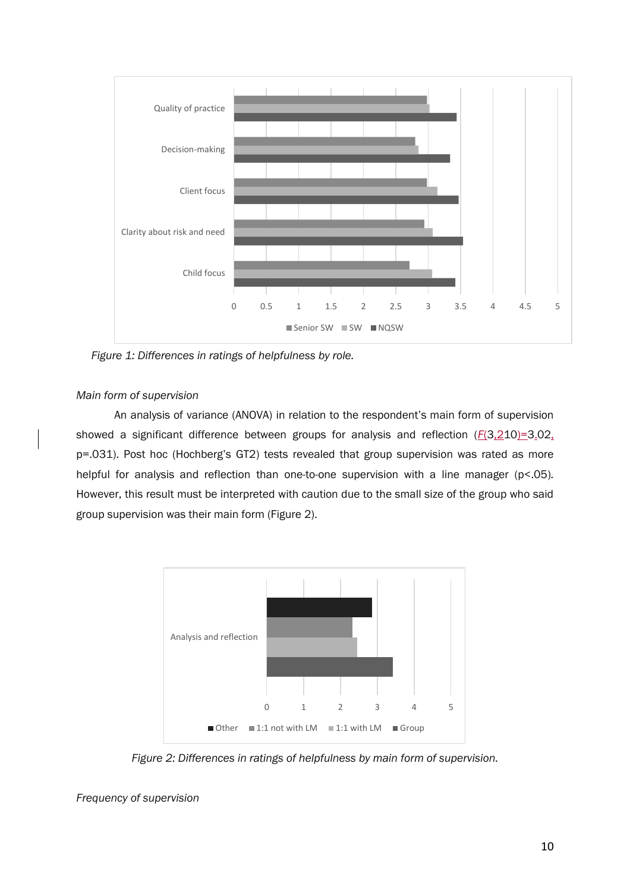Figure 1: Differences in ratings of helpfulness by role.

*Main form of supervision*

An analysis of variance (ANOVA) in relation to the respondent's main form of supervision showed a significant difference between groups for analysis and reflection ($F(3,210)=3.02$, p=.031). Post hoc (Hochberg's GT2) tests revealed that group supervision was rated as more helpful for analysis and reflection than one-to-one supervision with a line manager (p<.05). However, this result must be interpreted with caution due to the small size of the group who said group supervision was their main form (Figure 2).

Figure 2: Differences in ratings of helpfulness by main form of supervision.

*Frequency of supervision*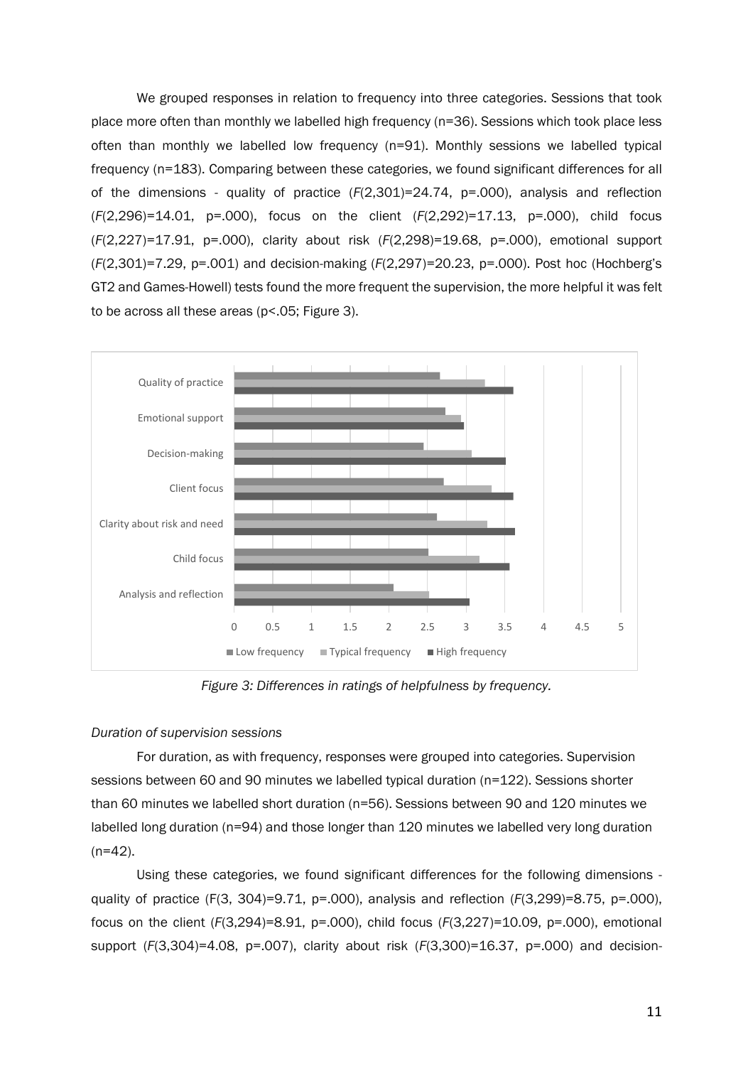We grouped responses in relation to frequency into three categories. Sessions that took place more often than monthly we labelled high frequency (n=36). Sessions which took place less often than monthly we labelled low frequency (n=91). Monthly sessions we labelled typical frequency (n=183). Comparing between these categories, we found significant differences for all of the dimensions - quality of practice ($F(2,301)=24.74$, p=.000), analysis and reflection ($F(2,296)=14.01$, p=.000), focus on the client ($F(2,292)=17.13$, p=.000), child focus ($F(2,227)=17.91$, p=.000), clarity about risk ($F(2,298)=19.68$, p=.000), emotional support ($F(2,301)=7.29$, p=.001) and decision-making ($F(2,297)=20.23$, p=.000). Post hoc (Hochberg's GT2 and Games-Howell) tests found the more frequent the supervision, the more helpful it was felt to be across all these areas ($p<.05$; Figure 3).

*Figure 3: Differences in ratings of helpfulness by frequency.*

*Duration of supervision sessions*

For duration, as with frequency, responses were grouped into categories. Supervision sessions between 60 and 90 minutes we labelled typical duration (n=122). Sessions shorter than 60 minutes we labelled short duration (n=56). Sessions between 90 and 120 minutes we labelled long duration (n=94) and those longer than 120 minutes we labelled very long duration (n=42).

Using these categories, we found significant differences for the following dimensions - quality of practice ($F(3, 304)=9.71$, p=.000), analysis and reflection ($F(3,299)=8.75$, p=.000), focus on the client ($F(3,294)=8.91$, p=.000), child focus ($F(3,227)=10.09$, p=.000), emotional support ($F(3,304)=4.08$, p=.007), clarity about risk ($F(3,300)=16.37$, p=.000) and decision-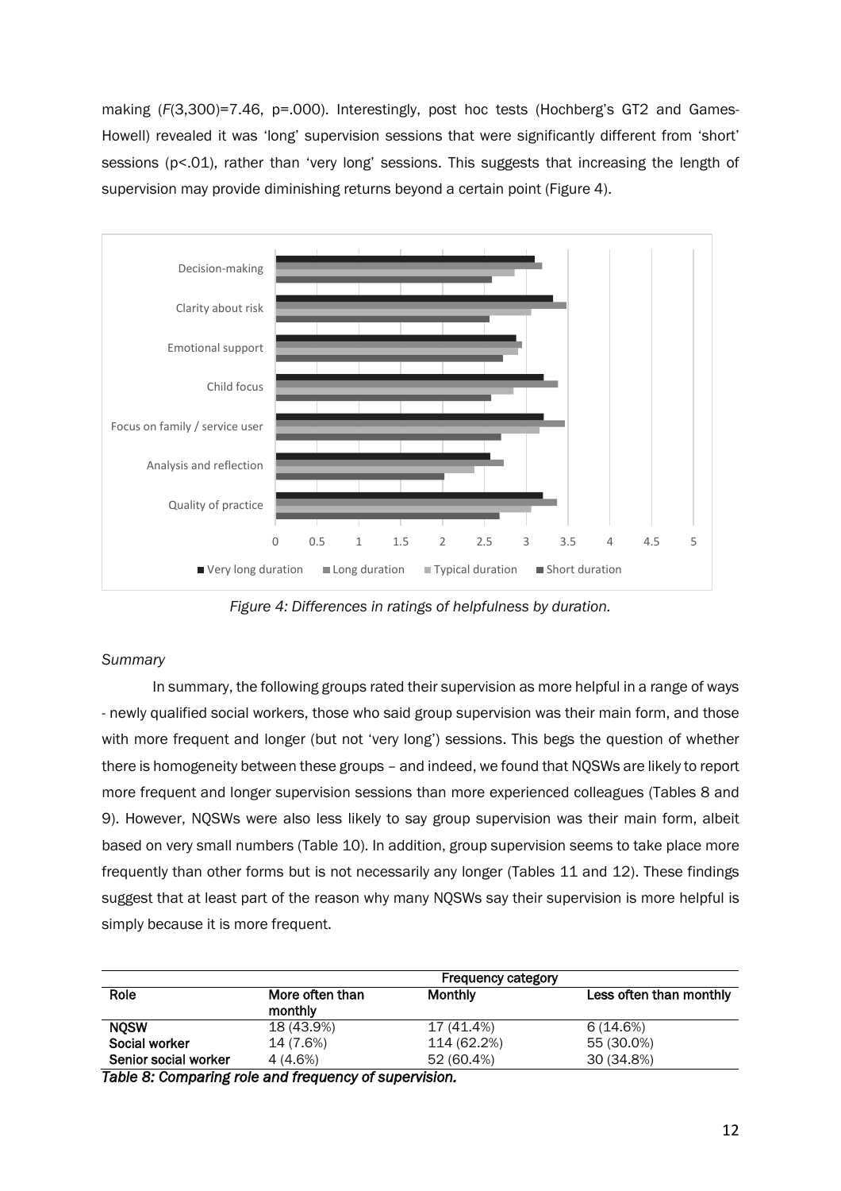making ($F(3,300)=7.46$, $p=.000$). Interestingly, post hoc tests (Hochberg's GT2 and Games-Howell) revealed it was 'long' supervision sessions that were significantly different from 'short' sessions ($p<.01$), rather than 'very long' sessions. This suggests that increasing the length of supervision may provide diminishing returns beyond a certain point (Figure 4).

*Figure 4: Differences in ratings of helpfulness by duration.*

*Summary*

In summary, the following groups rated their supervision as more helpful in a range of ways - newly qualified social workers, those who said group supervision was their main form, and those with more frequent and longer (but not 'very long') sessions. This begs the question of whether there is homogeneity between these groups – and indeed, we found that NQSWs are likely to report more frequent and longer supervision sessions than more experienced colleagues (Tables 8 and 9). However, NQSWs were also less likely to say group supervision was their main form, albeit based on very small numbers (Table 10). In addition, group supervision seems to take place more frequently than other forms but is not necessarily any longer (Tables 11 and 12). These findings suggest that at least part of the reason why many NQSWs say their supervision is more helpful is simply because it is more frequent.

| | Frequency category | | |
|---|---|---|---|
| **Role** | **More often than monthly** | **Monthly** | **Less often than monthly** |
| **NQSW** | 18 (43.9%) | 17 (41.4%) | 6 (14.6%) |
| **Social worker** | 14 (7.6%) | 114 (62.2%) | 55 (30.0%) |
| **Senior social worker** | 4 (4.6%) | 52 (60.4%) | 30 (34.8%) |

***Table 8: Comparing role and frequency of supervision.***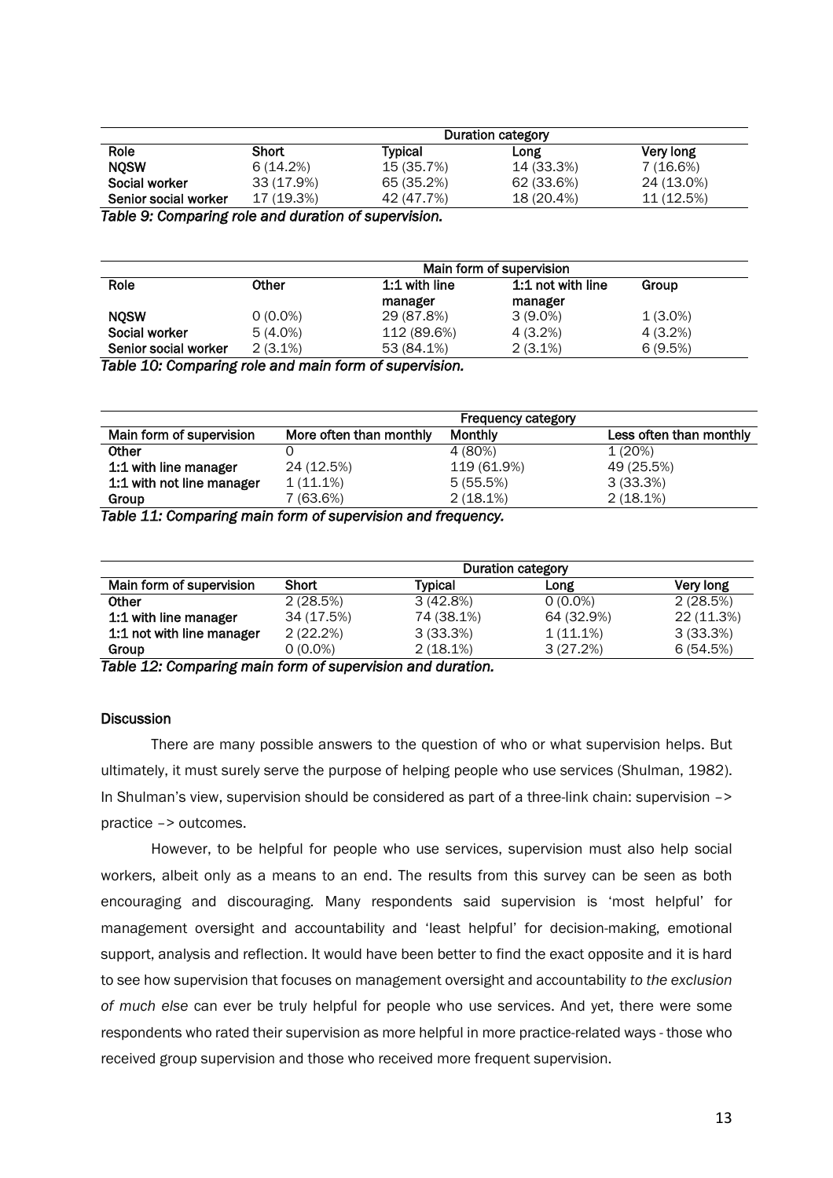| | Duration category | | | |
|---|---|---|---|---|
| **Role** | **Short** | **Typical** | **Long** | **Very long** |
| **NQSW** | 6 (14.2%) | 15 (35.7%) | 14 (33.3%) | 7 (16.6%) |
| **Social worker** | 33 (17.9%) | 65 (35.2%) | 62 (33.6%) | 24 (13.0%) |
| **Senior social worker** | 17 (19.3%) | 42 (47.7%) | 18 (20.4%) | 11 (12.5%) |

*Table 9: Comparing role and duration of supervision.*

| | Main form of supervision | | | |
|---|---|---|---|---|
| **Role** | **Other** | **1:1 with line manager** | **1:1 not with line manager** | **Group** |
| **NQSW** | 0 (0.0%) | 29 (87.8%) | 3 (9.0%) | 1 (3.0%) |
| **Social worker** | 5 (4.0%) | 112 (89.6%) | 4 (3.2%) | 4 (3.2%) |
| **Senior social worker** | 2 (3.1%) | 53 (84.1%) | 2 (3.1%) | 6 (9.5%) |

*Table 10: Comparing role and main form of supervision.*

| | Frequency category | | |
|---|---|---|---|
| **Main form of supervision** | **More often than monthly** | **Monthly** | **Less often than monthly** |
| **Other** | 0 | 4 (80%) | 1 (20%) |
| **1:1 with line manager** | 24 (12.5%) | 119 (61.9%) | 49 (25.5%) |
| **1:1 with not line manager** | 1 (11.1%) | 5 (55.5%) | 3 (33.3%) |
| **Group** | 7 (63.6%) | 2 (18.1%) | 2 (18.1%) |

*Table 11: Comparing main form of supervision and frequency.*

| | Duration category | | | |
|---|---|---|---|---|
| **Main form of supervision** | **Short** | **Typical** | **Long** | **Very long** |
| **Other** | 2 (28.5%) | 3 (42.8%) | 0 (0.0%) | 2 (28.5%) |
| **1:1 with line manager** | 34 (17.5%) | 74 (38.1%) | 64 (32.9%) | 22 (11.3%) |
| **1:1 not with line manager** | 2 (22.2%) | 3 (33.3%) | 1 (11.1%) | 3 (33.3%) |
| **Group** | 0 (0.0%) | 2 (18.1%) | 3 (27.2%) | 6 (54.5%) |

*Table 12: Comparing main form of supervision and duration.*

## Discussion

There are many possible answers to the question of who or what supervision helps. But ultimately, it must surely serve the purpose of helping people who use services (Shulman, 1982). In Shulman's view, supervision should be considered as part of a three-link chain: supervision –> practice –> outcomes.

However, to be helpful for people who use services, supervision must also help social workers, albeit only as a means to an end. The results from this survey can be seen as both encouraging and discouraging. Many respondents said supervision is 'most helpful' for management oversight and accountability and 'least helpful' for decision-making, emotional support, analysis and reflection. It would have been better to find the exact opposite and it is hard to see how supervision that focuses on management oversight and accountability *to the exclusion of much else* can ever be truly helpful for people who use services. And yet, there were some respondents who rated their supervision as more helpful in more practice-related ways - those who received group supervision and those who received more frequent supervision.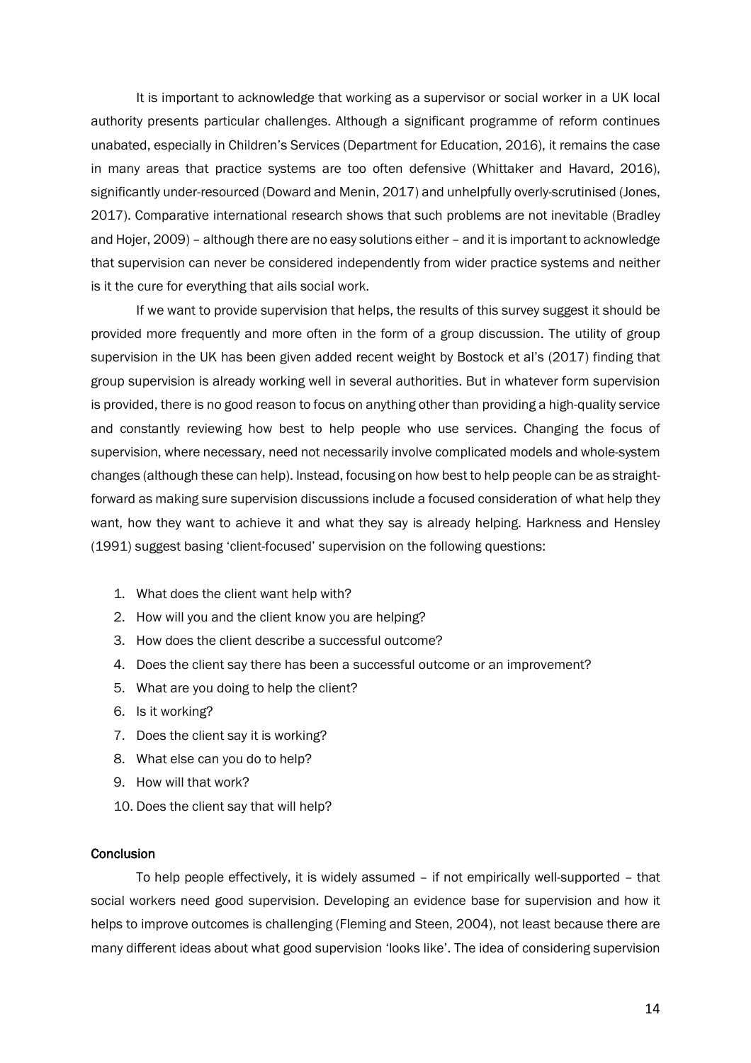It is important to acknowledge that working as a supervisor or social worker in a UK local authority presents particular challenges. Although a significant programme of reform continues unabated, especially in Children's Services (Department for Education, 2016), it remains the case in many areas that practice systems are too often defensive (Whittaker and Havard, 2016), significantly under-resourced (Doward and Menin, 2017) and unhelpfully overly-scrutinised (Jones, 2017). Comparative international research shows that such problems are not inevitable (Bradley and Hojer, 2009) – although there are no easy solutions either – and it is important to acknowledge that supervision can never be considered independently from wider practice systems and neither is it the cure for everything that ails social work.

If we want to provide supervision that helps, the results of this survey suggest it should be provided more frequently and more often in the form of a group discussion. The utility of group supervision in the UK has been given added recent weight by Bostock et al's (2017) finding that group supervision is already working well in several authorities. But in whatever form supervision is provided, there is no good reason to focus on anything other than providing a high-quality service and constantly reviewing how best to help people who use services. Changing the focus of supervision, where necessary, need not necessarily involve complicated models and whole-system changes (although these can help). Instead, focusing on how best to help people can be as straight-forward as making sure supervision discussions include a focused consideration of what help they want, how they want to achieve it and what they say is already helping. Harkness and Hensley (1991) suggest basing 'client-focused' supervision on the following questions:

1. What does the client want help with?
2. How will you and the client know you are helping?
3. How does the client describe a successful outcome?
4. Does the client say there has been a successful outcome or an improvement?
5. What are you doing to help the client?
6. Is it working?
7. Does the client say it is working?
8. What else can you do to help?
9. How will that work?
10. Does the client say that will help?

## Conclusion

To help people effectively, it is widely assumed – if not empirically well-supported – that social workers need good supervision. Developing an evidence base for supervision and how it helps to improve outcomes is challenging (Fleming and Steen, 2004), not least because there are many different ideas about what good supervision 'looks like'. The idea of considering supervision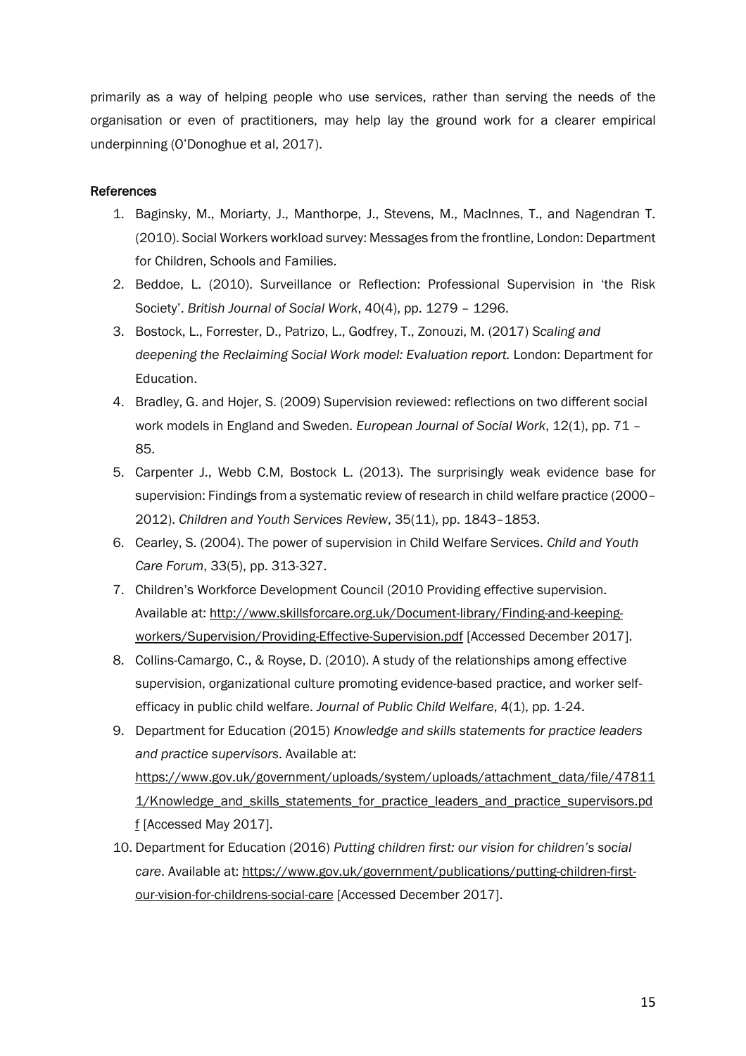primarily as a way of helping people who use services, rather than serving the needs of the organisation or even of practitioners, may help lay the ground work for a clearer empirical underpinning (O'Donoghue et al, 2017).

**References**

1. Baginsky, M., Moriarty, J., Manthorpe, J., Stevens, M., MacInnes, T., and Nagendran T. (2010). Social Workers workload survey: Messages from the frontline, London: Department for Children, Schools and Families.
2. Beddoe, L. (2010). Surveillance or Reflection: Professional Supervision in 'the Risk Society'. *British Journal of Social Work*, 40(4), pp. 1279 – 1296.
3. Bostock, L., Forrester, D., Patrizo, L., Godfrey, T., Zonouzi, M. (2017) *Scaling and deepening the Reclaiming Social Work model: Evaluation report.* London: Department for Education.
4. Bradley, G. and Hojer, S. (2009) Supervision reviewed: reflections on two different social work models in England and Sweden. *European Journal of Social Work*, 12(1), pp. 71 – 85.
5. Carpenter J., Webb C.M, Bostock L. (2013). The surprisingly weak evidence base for supervision: Findings from a systematic review of research in child welfare practice (2000–2012). *Children and Youth Services Review*, 35(11), pp. 1843–1853.
6. Cearley, S. (2004). The power of supervision in Child Welfare Services. *Child and Youth Care Forum*, 33(5), pp. 313-327.
7. Children's Workforce Development Council (2010 Providing effective supervision. Available at: http://www.skillsforcare.org.uk/Document-library/Finding-and-keeping-workers/Supervision/Providing-Effective-Supervision.pdf [Accessed December 2017].
8. Collins-Camargo, C., & Royse, D. (2010). A study of the relationships among effective supervision, organizational culture promoting evidence-based practice, and worker self-efficacy in public child welfare. *Journal of Public Child Welfare*, 4(1), pp. 1-24.
9. Department for Education (2015) *Knowledge and skills statements for practice leaders and practice supervisors*. Available at: https://www.gov.uk/government/uploads/system/uploads/attachment_data/file/478111/Knowledge_and_skills_statements_for_practice_leaders_and_practice_supervisors.pdf [Accessed May 2017].
10. Department for Education (2016) *Putting children first: our vision for children's social care*. Available at: https://www.gov.uk/government/publications/putting-children-first-our-vision-for-childrens-social-care [Accessed December 2017].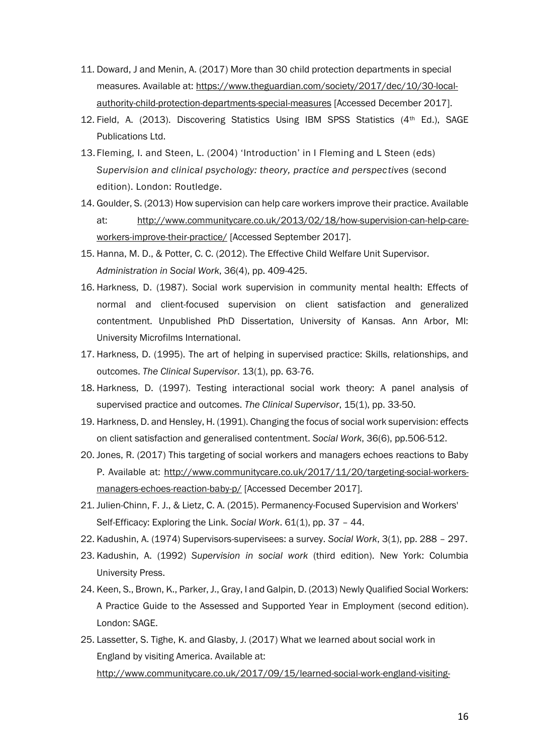11. Doward, J and Menin, A. (2017) More than 30 child protection departments in special measures. Available at: https://www.theguardian.com/society/2017/dec/10/30-local-authority-child-protection-departments-special-measures [Accessed December 2017].
12. Field, A. (2013). Discovering Statistics Using IBM SPSS Statistics (4th Ed.), SAGE Publications Ltd.
13. Fleming, I. and Steen, L. (2004) 'Introduction' in I Fleming and L Steen (eds) *Supervision and clinical psychology: theory, practice and perspectives* (second edition). London: Routledge.
14. Goulder, S. (2013) How supervision can help care workers improve their practice. Available at: http://www.communitycare.co.uk/2013/02/18/how-supervision-can-help-care-workers-improve-their-practice/ [Accessed September 2017].
15. Hanna, M. D., & Potter, C. C. (2012). The Effective Child Welfare Unit Supervisor. *Administration in Social Work*, 36(4), pp. 409-425.
16. Harkness, D. (1987). Social work supervision in community mental health: Effects of normal and client-focused supervision on client satisfaction and generalized contentment. Unpublished PhD Dissertation, University of Kansas. Ann Arbor, MI: University Microfilms International.
17. Harkness, D. (1995). The art of helping in supervised practice: Skills, relationships, and outcomes. *The Clinical Supervisor*. 13(1), pp. 63-76.
18. Harkness, D. (1997). Testing interactional social work theory: A panel analysis of supervised practice and outcomes. *The Clinical Supervisor*, 15(1), pp. 33-50.
19. Harkness, D. and Hensley, H. (1991). Changing the focus of social work supervision: effects on client satisfaction and generalised contentment. *Social Work*, 36(6), pp.506-512.
20. Jones, R. (2017) This targeting of social workers and managers echoes reactions to Baby P. Available at: http://www.communitycare.co.uk/2017/11/20/targeting-social-workers-managers-echoes-reaction-baby-p/ [Accessed December 2017].
21. Julien-Chinn, F. J., & Lietz, C. A. (2015). Permanency-Focused Supervision and Workers' Self-Efficacy: Exploring the Link. *Social Work*. 61(1), pp. 37 – 44.
22. Kadushin, A. (1974) Supervisors-supervisees: a survey. *Social Work*, 3(1), pp. 288 – 297.
23. Kadushin, A. (1992) *Supervision in social work* (third edition). New York: Columbia University Press.
24. Keen, S., Brown, K., Parker, J., Gray, I and Galpin, D. (2013) Newly Qualified Social Workers: A Practice Guide to the Assessed and Supported Year in Employment (second edition). London: SAGE.
25. Lassetter, S. Tighe, K. and Glasby, J. (2017) What we learned about social work in England by visiting America. Available at: http://www.communitycare.co.uk/2017/09/15/learned-social-work-england-visiting-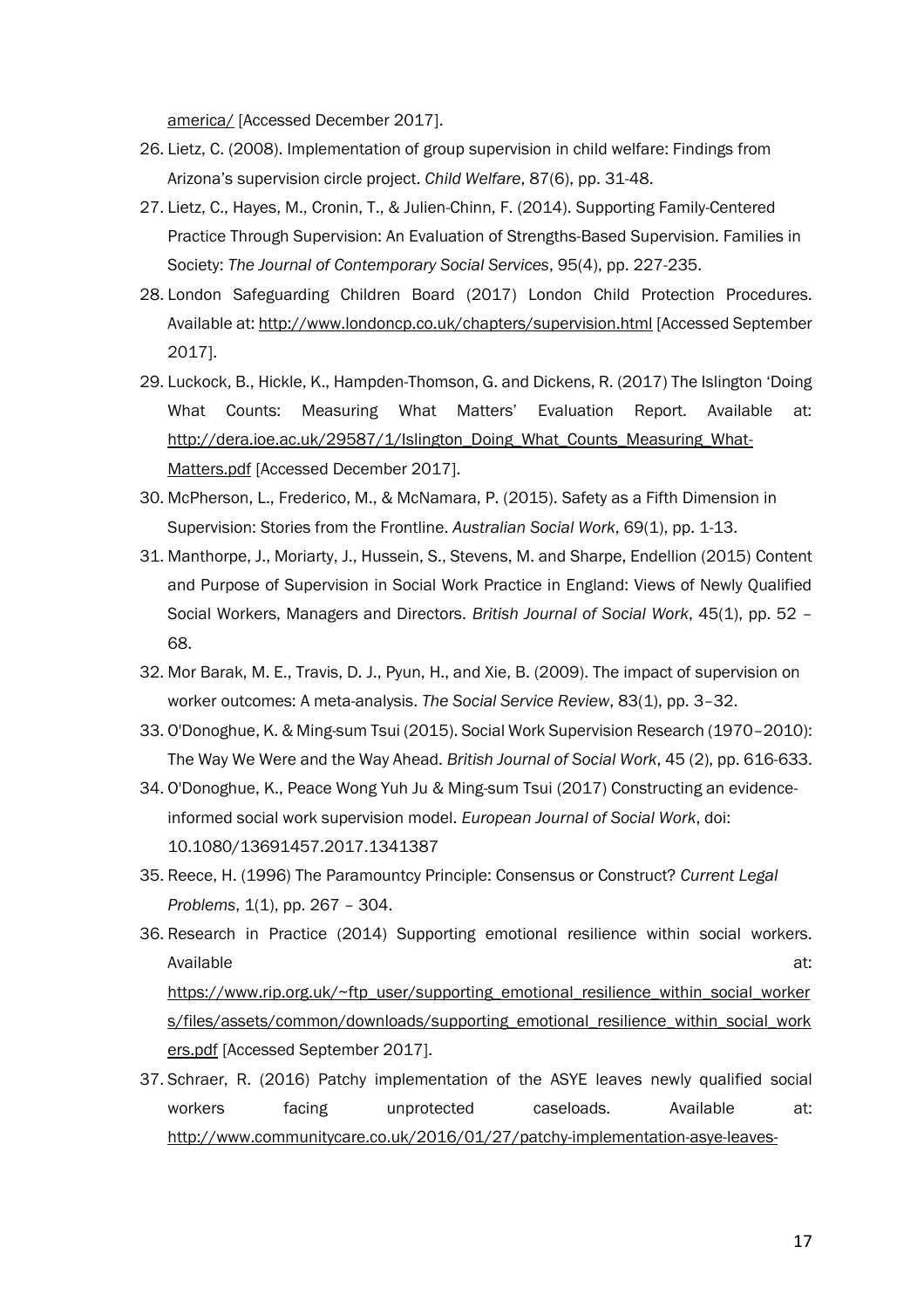america/ [Accessed December 2017].

26. Lietz, C. (2008). Implementation of group supervision in child welfare: Findings from Arizona's supervision circle project. *Child Welfare*, 87(6), pp. 31-48.
27. Lietz, C., Hayes, M., Cronin, T., & Julien-Chinn, F. (2014). Supporting Family-Centered Practice Through Supervision: An Evaluation of Strengths-Based Supervision. Families in Society: *The Journal of Contemporary Social Services*, 95(4), pp. 227-235.
28. London Safeguarding Children Board (2017) London Child Protection Procedures. Available at: http://www.londoncp.co.uk/chapters/supervision.html [Accessed September 2017].
29. Luckock, B., Hickle, K., Hampden-Thomson, G. and Dickens, R. (2017) The Islington 'Doing What Counts: Measuring What Matters' Evaluation Report. Available at: http://dera.ioe.ac.uk/29587/1/Islington_Doing_What_Counts_Measuring_What-Matters.pdf [Accessed December 2017].
30. McPherson, L., Frederico, M., & McNamara, P. (2015). Safety as a Fifth Dimension in Supervision: Stories from the Frontline. *Australian Social Work*, 69(1), pp. 1-13.
31. Manthorpe, J., Moriarty, J., Hussein, S., Stevens, M. and Sharpe, Endellion (2015) Content and Purpose of Supervision in Social Work Practice in England: Views of Newly Qualified Social Workers, Managers and Directors. *British Journal of Social Work*, 45(1), pp. 52 – 68.
32. Mor Barak, M. E., Travis, D. J., Pyun, H., and Xie, B. (2009). The impact of supervision on worker outcomes: A meta-analysis. *The Social Service Review*, 83(1), pp. 3–32.
33. O'Donoghue, K. & Ming-sum Tsui (2015). Social Work Supervision Research (1970–2010): The Way We Were and the Way Ahead. *British Journal of Social Work*, 45 (2), pp. 616-633.
34. O'Donoghue, K., Peace Wong Yuh Ju & Ming-sum Tsui (2017) Constructing an evidence-informed social work supervision model. *European Journal of Social Work*, doi: 10.1080/13691457.2017.1341387
35. Reece, H. (1996) The Paramountcy Principle: Consensus or Construct? *Current Legal Problems*, 1(1), pp. 267 – 304.
36. Research in Practice (2014) Supporting emotional resilience within social workers. Available at: https://www.rip.org.uk/~ftp_user/supporting_emotional_resilience_within_social_workers/files/assets/common/downloads/supporting_emotional_resilience_within_social_workers.pdf [Accessed September 2017].
37. Schraer, R. (2016) Patchy implementation of the ASYE leaves newly qualified social workers facing unprotected caseloads. Available at: http://www.communitycare.co.uk/2016/01/27/patchy-implementation-asye-leaves-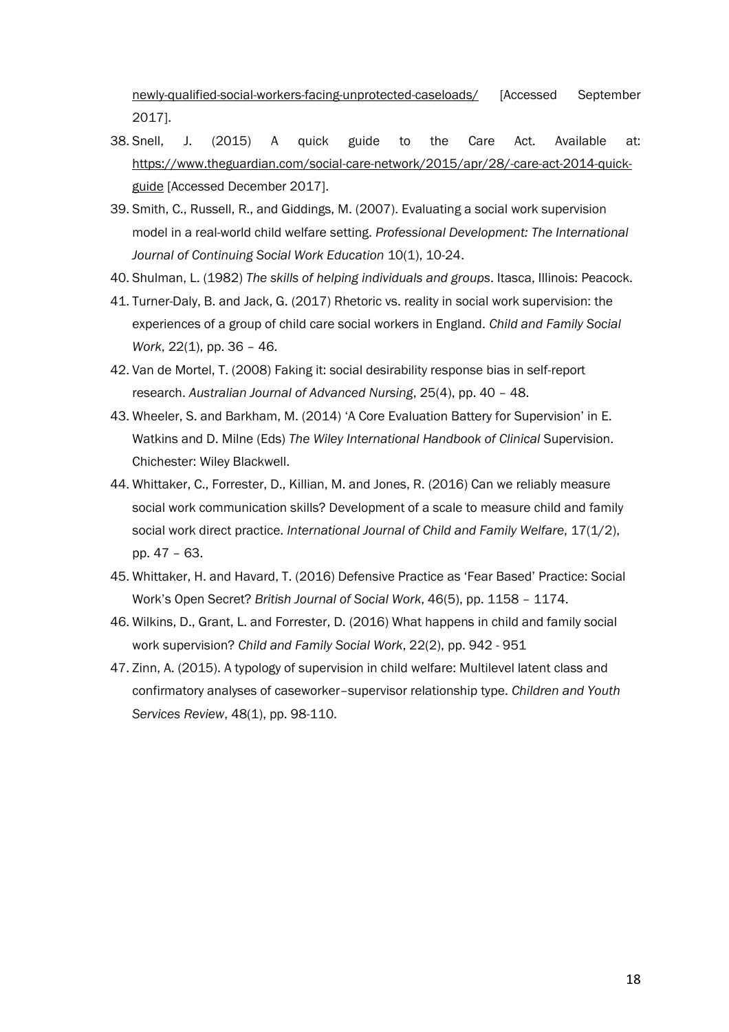newly-qualified-social-workers-facing-unprotected-caseloads/ [Accessed September 2017].

38. Snell, J. (2015) A quick guide to the Care Act. Available at: https://www.theguardian.com/social-care-network/2015/apr/28/-care-act-2014-quick-guide [Accessed December 2017].
39. Smith, C., Russell, R., and Giddings, M. (2007). Evaluating a social work supervision model in a real-world child welfare setting. *Professional Development: The International Journal of Continuing Social Work Education* 10(1), 10-24.
40. Shulman, L. (1982) *The skills of helping individuals and groups*. Itasca, Illinois: Peacock.
41. Turner-Daly, B. and Jack, G. (2017) Rhetoric vs. reality in social work supervision: the experiences of a group of child care social workers in England. *Child and Family Social Work*, 22(1), pp. 36 – 46.
42. Van de Mortel, T. (2008) Faking it: social desirability response bias in self-report research. *Australian Journal of Advanced Nursing*, 25(4), pp. 40 – 48.
43. Wheeler, S. and Barkham, M. (2014) 'A Core Evaluation Battery for Supervision' in E. Watkins and D. Milne (Eds) *The Wiley International Handbook of Clinical* Supervision. Chichester: Wiley Blackwell.
44. Whittaker, C., Forrester, D., Killian, M. and Jones, R. (2016) Can we reliably measure social work communication skills? Development of a scale to measure child and family social work direct practice. *International Journal of Child and Family Welfare*, 17(1/2), pp. 47 – 63.
45. Whittaker, H. and Havard, T. (2016) Defensive Practice as 'Fear Based' Practice: Social Work's Open Secret? *British Journal of Social Work*, 46(5), pp. 1158 – 1174.
46. Wilkins, D., Grant, L. and Forrester, D. (2016) What happens in child and family social work supervision? *Child and Family Social Work*, 22(2), pp. 942 - 951
47. Zinn, A. (2015). A typology of supervision in child welfare: Multilevel latent class and confirmatory analyses of caseworker–supervisor relationship type. *Children and Youth Services Review*, 48(1), pp. 98-110.